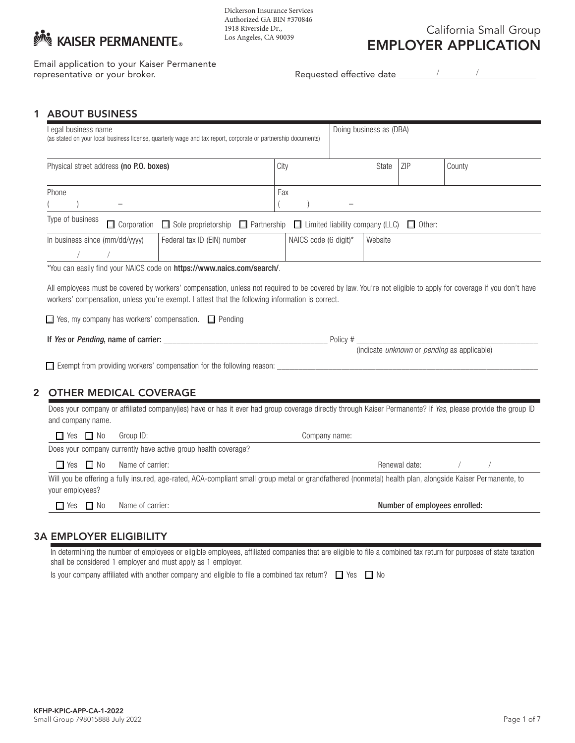KAISER PERMANENTE®

Dickerson Insurance Services
Authorized GA BIN #370846
1918 Riverside Dr.,
Los Angeles, CA 90039

California Small Group
# EMPLOYER APPLICATION

Email application to your Kaiser Permanente representative or your broker.

Requested effective date ______ / ______ / ______

## 1 ABOUT BUSINESS

| Legal business name (as stated on your local business license, quarterly wage and tax report, corporate or partnership documents) | | | | Doing business as (DBA) |
|---|---|---|---|---|
| Physical street address **(no P.O. boxes)** | City | State | ZIP | County |
| Phone ( ) – | Fax ( ) – | | | |

Type of business ☐ Corporation ☐ Sole proprietorship ☐ Partnership ☐ Limited liability company (LLC) ☐ Other:

| In business since (mm/dd/yyyy) / / | Federal tax ID (EIN) number | NAICS code (6 digit)* | Website |
|---|---|---|---|

*You can easily find your NAICS code on **https://www.naics.com/search/**.

All employees must be covered by workers' compensation, unless not required to be covered by law. You're not eligible to apply for coverage if you don't have workers' compensation, unless you're exempt. I attest that the following information is correct.

☐ Yes, my company has workers' compensation. ☐ Pending

**If *Yes* or *Pending*, name of carrier:** ________________________ Policy # ________________________
(indicate *unknown* or *pending* as applicable)

☐ Exempt from providing workers' compensation for the following reason: ________________________

## 2 OTHER MEDICAL COVERAGE

Does your company or affiliated company(ies) have or has it ever had group coverage directly through Kaiser Permanente? If *Yes*, please provide the group ID and company name.

☐ Yes ☐ No Group ID: Company name:

Does your company currently have active group health coverage?

☐ Yes ☐ No Name of carrier: Renewal date: / /

Will you be offering a fully insured, age-rated, ACA-compliant small group metal or grandfathered (nonmetal) health plan, alongside Kaiser Permanente, to your employees?

☐ Yes ☐ No Name of carrier: **Number of employees enrolled:**

## 3A EMPLOYER ELIGIBILITY

In determining the number of employees or eligible employees, affiliated companies that are eligible to file a combined tax return for purposes of state taxation shall be considered 1 employer and must apply as 1 employer.

Is your company affiliated with another company and eligible to file a combined tax return? ☐ Yes ☐ No

KFHP-KPIC-APP-CA-1-2022
Small Group 798015888 July 2022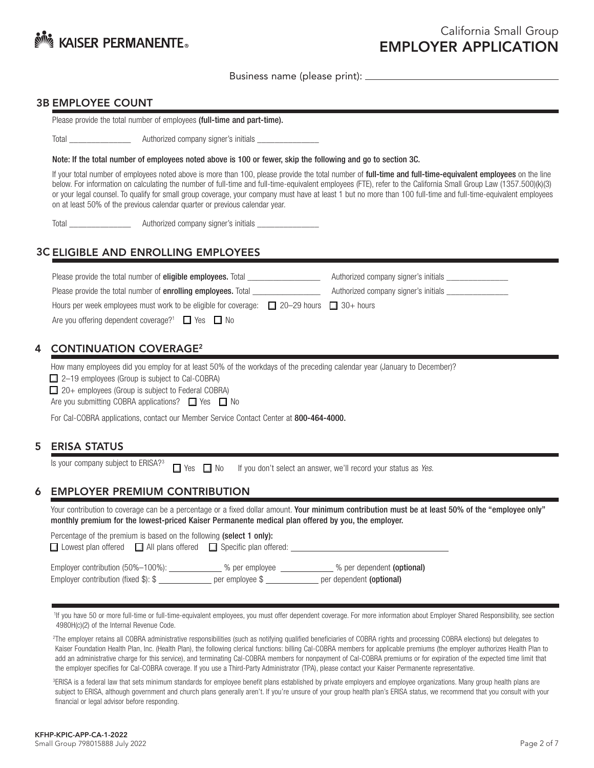KAISER PERMANENTE

California Small Group
# EMPLOYER APPLICATION

Business name (please print): ______________________________

## 3B EMPLOYEE COUNT

Please provide the total number of employees **(full-time and part-time).**

Total _______________ Authorized company signer's initials _______________

**Note: If the total number of employees noted above is 100 or fewer, skip the following and go to section 3C.**

If your total number of employees noted above is more than 100, please provide the total number of **full-time and full-time-equivalent employees** on the line below. For information on calculating the number of full-time and full-time-equivalent employees (FTE), refer to the California Small Group Law (1357.500)(k)(3) or your legal counsel. To qualify for small group coverage, your company must have at least 1 but no more than 100 full-time and full-time-equivalent employees on at least 50% of the previous calendar quarter or previous calendar year.

Total _______________ Authorized company signer's initials _______________

## 3C ELIGIBLE AND ENROLLING EMPLOYEES

Please provide the total number of **eligible employees.** Total _______________ Authorized company signer's initials _______________

Please provide the total number of **enrolling employees.** Total _______________ Authorized company signer's initials _______________

Hours per week employees must work to be eligible for coverage: ☐ 20–29 hours ☐ 30+ hours

Are you offering dependent coverage?[1] ☐ Yes ☐ No

## 4 CONTINUATION COVERAGE[2]

How many employees did you employ for at least 50% of the workdays of the preceding calendar year (January to December)?

☐ 2–19 employees (Group is subject to Cal-COBRA)

☐ 20+ employees (Group is subject to Federal COBRA)

Are you submitting COBRA applications? ☐ Yes ☐ No

For Cal-COBRA applications, contact our Member Service Contact Center at **800-464-4000.**

## 5 ERISA STATUS

Is your company subject to ERISA?[3] ☐ Yes ☐ No If you don't select an answer, we'll record your status as *Yes*.

## 6 EMPLOYER PREMIUM CONTRIBUTION

Your contribution to coverage can be a percentage or a fixed dollar amount. **Your minimum contribution must be at least 50% of the "employee only" monthly premium for the lowest-priced Kaiser Permanente medical plan offered by you, the employer.**

Percentage of the premium is based on the following **(select 1 only):**

☐ Lowest plan offered ☐ All plans offered ☐ Specific plan offered: ______________________________

Employer contribution (50%–100%): ____________ % per employee ____________ % per dependent **(optional)**

Employer contribution (fixed $): $ ____________ per employee $ ____________ per dependent **(optional)**

---

[1]If you have 50 or more full-time or full-time-equivalent employees, you must offer dependent coverage. For more information about Employer Shared Responsibility, see section 4980H(c)(2) of the Internal Revenue Code.

[2]The employer retains all COBRA administrative responsibilities (such as notifying qualified beneficiaries of COBRA rights and processing COBRA elections) but delegates to Kaiser Foundation Health Plan, Inc. (Health Plan), the following clerical functions: billing Cal-COBRA members for applicable premiums (the employer authorizes Health Plan to add an administrative charge for this service), and terminating Cal-COBRA members for nonpayment of Cal-COBRA premiums or for expiration of the expected time limit that the employer specifies for Cal-COBRA coverage. If you use a Third-Party Administrator (TPA), please contact your Kaiser Permanente representative.

[3]ERISA is a federal law that sets minimum standards for employee benefit plans established by private employers and employee organizations. Many group health plans are subject to ERISA, although government and church plans generally aren't. If you're unsure of your group health plan's ERISA status, we recommend that you consult with your financial or legal advisor before responding.

KFHP-KPIC-APP-CA-1-2022
Small Group 798015888 July 2022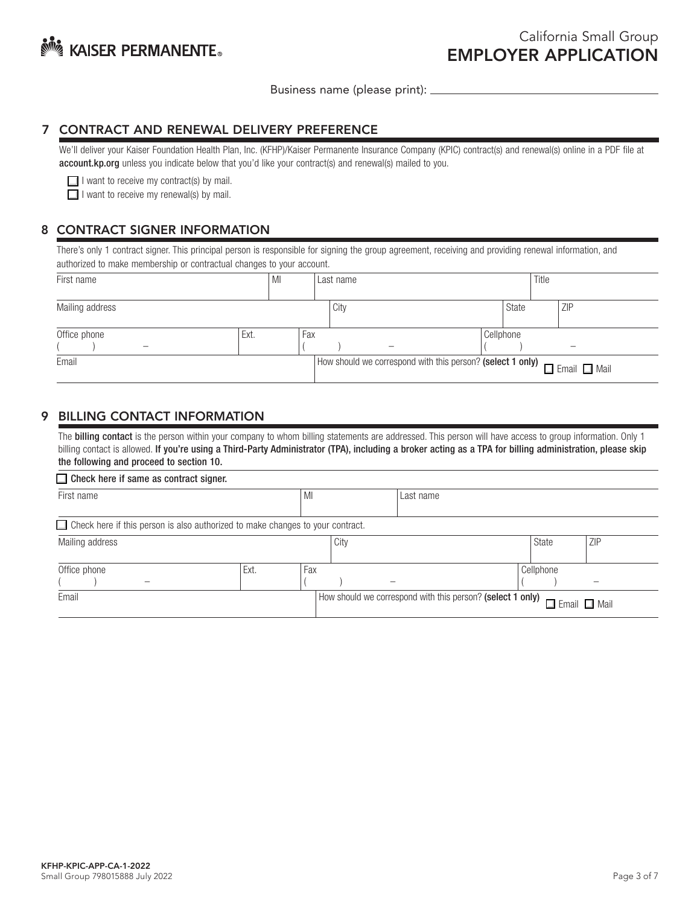California Small Group
# EMPLOYER APPLICATION

Business name (please print): ______________________________

## 7 CONTRACT AND RENEWAL DELIVERY PREFERENCE

We'll deliver your Kaiser Foundation Health Plan, Inc. (KFHP)/Kaiser Permanente Insurance Company (KPIC) contract(s) and renewal(s) online in a PDF file at **account.kp.org** unless you indicate below that you'd like your contract(s) and renewal(s) mailed to you.

☐ I want to receive my contract(s) by mail.
☐ I want to receive my renewal(s) by mail.

## 8 CONTRACT SIGNER INFORMATION

There's only 1 contract signer. This principal person is responsible for signing the group agreement, receiving and providing renewal information, and authorized to make membership or contractual changes to your account.

| First name | MI | Last name | Title |
|---|---|---|---|
| | | | |

| Mailing address | City | State | ZIP |
|---|---|---|---|
| | | | |

| Office phone | Ext. | Fax | Cellphone |
|---|---|---|---|
| (   )   – | | (   )   – | (   )   – |

| Email | How should we correspond with this person? **(select 1 only)** ☐ Email ☐ Mail |
|---|---|
| | |

## 9 BILLING CONTACT INFORMATION

The **billing contact** is the person within your company to whom billing statements are addressed. This person will have access to group information. Only 1 billing contact is allowed. **If you're using a Third-Party Administrator (TPA), including a broker acting as a TPA for billing administration, please skip the following and proceed to section 10.**

☐ **Check here if same as contract signer.**

| First name | MI | Last name |
|---|---|---|
| | | |

☐ Check here if this person is also authorized to make changes to your contract.

| Mailing address | City | State | ZIP |
|---|---|---|---|
| | | | |

| Office phone | Ext. | Fax | Cellphone |
|---|---|---|---|
| (   )   – | | (   )   – | (   )   – |

| Email | How should we correspond with this person? **(select 1 only)** ☐ Email ☐ Mail |
|---|---|
| | |

**KFHP-KPIC-APP-CA-1-2022**
Small Group 798015888 July 2022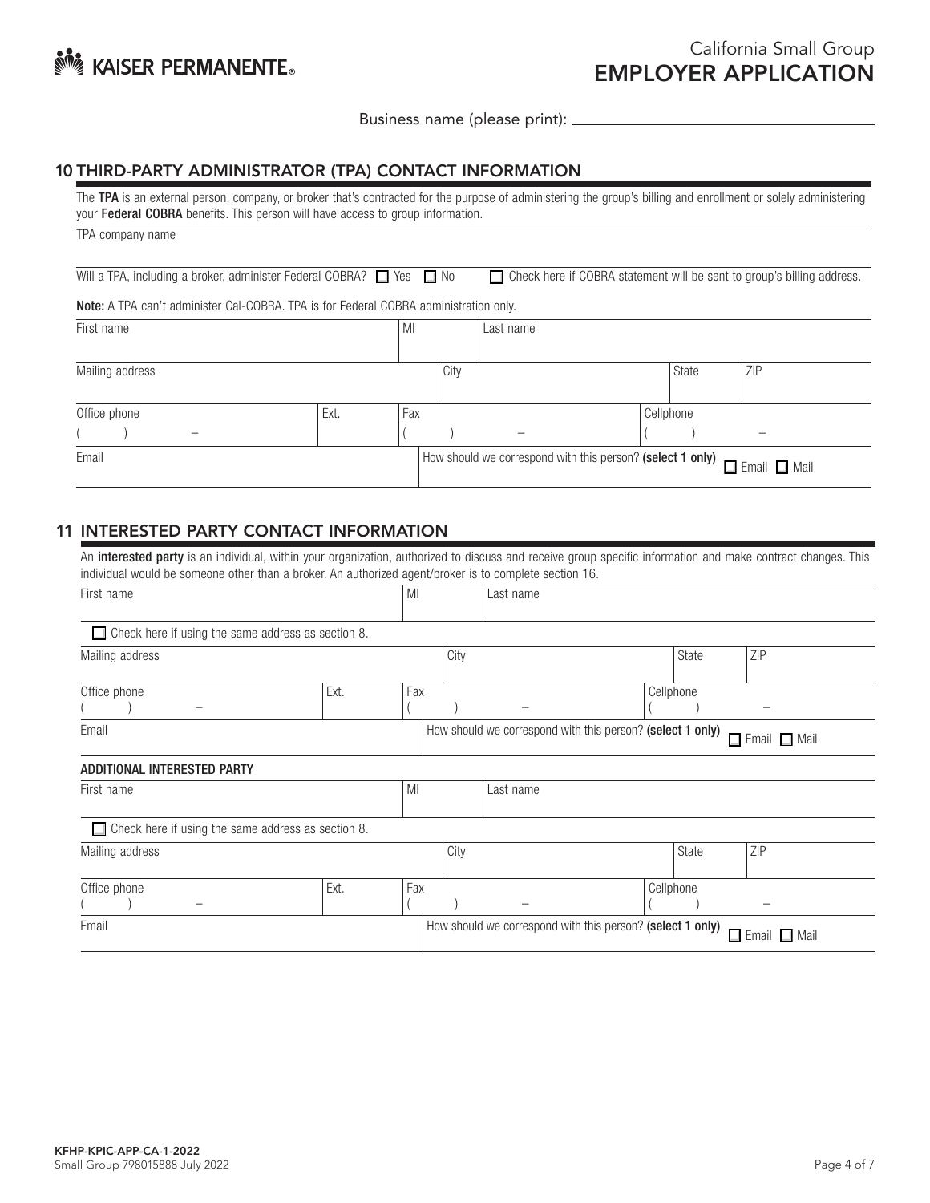KAISER PERMANENTE®

California Small Group
**EMPLOYER APPLICATION**

Business name (please print): ______________________________

## 10 THIRD-PARTY ADMINISTRATOR (TPA) CONTACT INFORMATION

The **TPA** is an external person, company, or broker that's contracted for the purpose of administering the group's billing and enrollment or solely administering your **Federal COBRA** benefits. This person will have access to group information.

TPA company name

Will a TPA, including a broker, administer Federal COBRA? ☐ Yes ☐ No ☐ Check here if COBRA statement will be sent to group's billing address.

**Note:** A TPA can't administer Cal-COBRA. TPA is for Federal COBRA administration only.

| First name | | MI | | Last name | | |
|---|---|---|---|---|---|---|
| Mailing address | | | City | | State | ZIP |
| Office phone ( ) – | Ext. | Fax ( ) – | | | Cellphone ( ) – | |
| Email | | How should we correspond with this person? **(select 1 only)** ☐ Email ☐ Mail | | | | |

## 11 INTERESTED PARTY CONTACT INFORMATION

An **interested party** is an individual, within your organization, authorized to discuss and receive group specific information and make contract changes. This individual would be someone other than a broker. An authorized agent/broker is to complete section 16.

| First name | | MI | | Last name | | |
|---|---|---|---|---|---|---|
| ☐ Check here if using the same address as section 8. | | | | | | |
| Mailing address | | | City | | State | ZIP |
| Office phone ( ) – | Ext. | Fax ( ) – | | | Cellphone ( ) – | |
| Email | | How should we correspond with this person? **(select 1 only)** ☐ Email ☐ Mail | | | | |

**ADDITIONAL INTERESTED PARTY**

| First name | | MI | | Last name | | |
|---|---|---|---|---|---|---|
| ☐ Check here if using the same address as section 8. | | | | | | |
| Mailing address | | | City | | State | ZIP |
| Office phone ( ) – | Ext. | Fax ( ) – | | | Cellphone ( ) – | |
| Email | | How should we correspond with this person? **(select 1 only)** ☐ Email ☐ Mail | | | | |

**KFHP-KPIC-APP-CA-1-2022**
Small Group 798015888 July 2022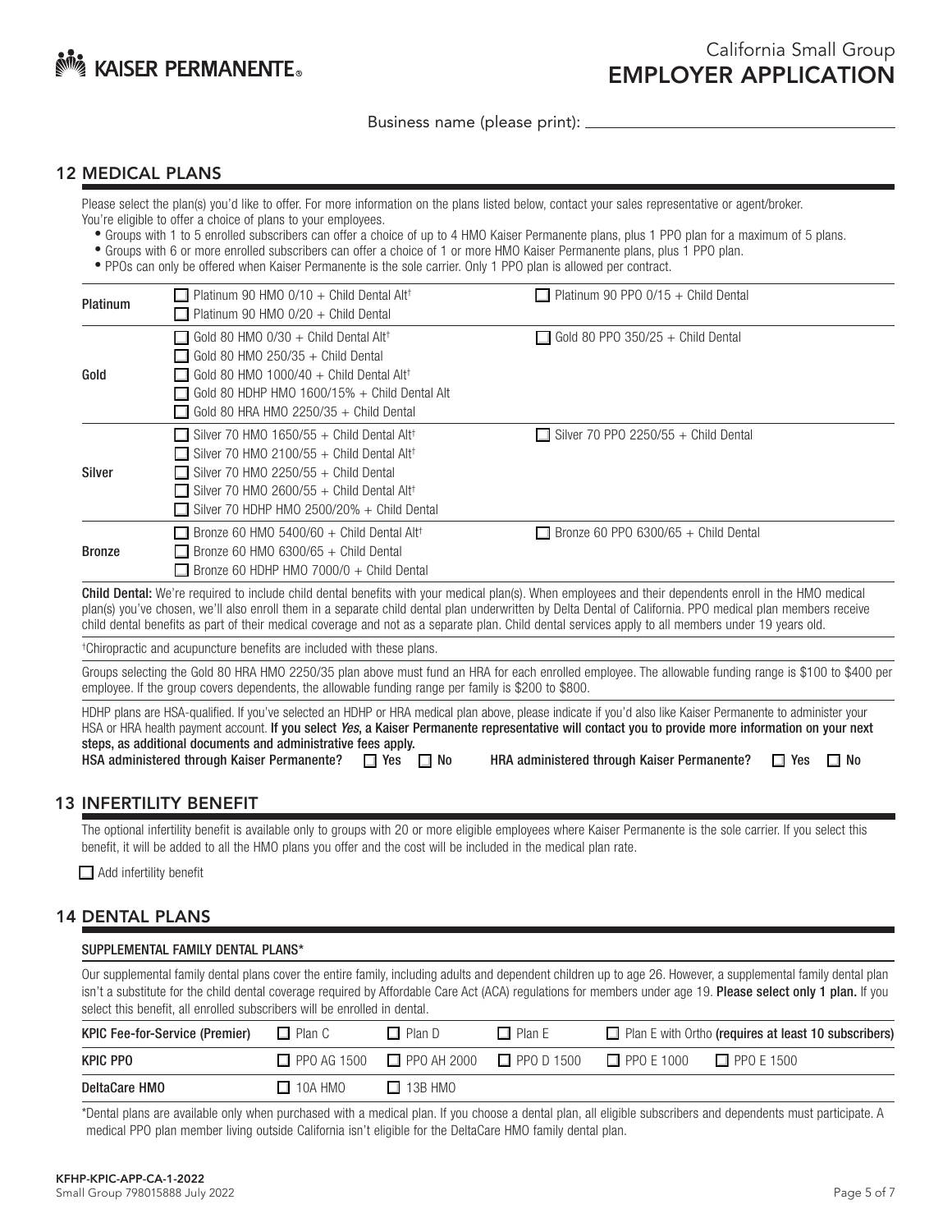# California Small Group EMPLOYER APPLICATION

Business name (please print): ______________________________

## 12 MEDICAL PLANS

Please select the plan(s) you'd like to offer. For more information on the plans listed below, contact your sales representative or agent/broker. You're eligible to offer a choice of plans to your employees.

- Groups with 1 to 5 enrolled subscribers can offer a choice of up to 4 HMO Kaiser Permanente plans, plus 1 PPO plan for a maximum of 5 plans.
- Groups with 6 or more enrolled subscribers can offer a choice of 1 or more HMO Kaiser Permanente plans, plus 1 PPO plan.
- PPOs can only be offered when Kaiser Permanente is the sole carrier. Only 1 PPO plan is allowed per contract.

| | HMO | PPO |
|---|---|---|
| **Platinum** | ☐ Platinum 90 HMO 0/10 + Child Dental Alt† <br> ☐ Platinum 90 HMO 0/20 + Child Dental | ☐ Platinum 90 PPO 0/15 + Child Dental |
| **Gold** | ☐ Gold 80 HMO 0/30 + Child Dental Alt† <br> ☐ Gold 80 HMO 250/35 + Child Dental <br> ☐ Gold 80 HMO 1000/40 + Child Dental Alt† <br> ☐ Gold 80 HDHP HMO 1600/15% + Child Dental Alt <br> ☐ Gold 80 HRA HMO 2250/35 + Child Dental | ☐ Gold 80 PPO 350/25 + Child Dental |
| **Silver** | ☐ Silver 70 HMO 1650/55 + Child Dental Alt† <br> ☐ Silver 70 HMO 2100/55 + Child Dental Alt† <br> ☐ Silver 70 HMO 2250/55 + Child Dental <br> ☐ Silver 70 HMO 2600/55 + Child Dental Alt† <br> ☐ Silver 70 HDHP HMO 2500/20% + Child Dental | ☐ Silver 70 PPO 2250/55 + Child Dental |
| **Bronze** | ☐ Bronze 60 HMO 5400/60 + Child Dental Alt† <br> ☐ Bronze 60 HMO 6300/65 + Child Dental <br> ☐ Bronze 60 HDHP HMO 7000/0 + Child Dental | ☐ Bronze 60 PPO 6300/65 + Child Dental |

**Child Dental:** We're required to include child dental benefits with your medical plan(s). When employees and their dependents enroll in the HMO medical plan(s) you've chosen, we'll also enroll them in a separate child dental plan underwritten by Delta Dental of California. PPO medical plan members receive child dental benefits as part of their medical coverage and not as a separate plan. Child dental services apply to all members under 19 years old.

†Chiropractic and acupuncture benefits are included with these plans.

Groups selecting the Gold 80 HRA HMO 2250/35 plan above must fund an HRA for each enrolled employee. The allowable funding range is $100 to $400 per employee. If the group covers dependents, the allowable funding range per family is $200 to $800.

HDHP plans are HSA-qualified. If you've selected an HDHP or HRA medical plan above, please indicate if you'd also like Kaiser Permanente to administer your HSA or HRA health payment account. **If you select *Yes*, a Kaiser Permanente representative will contact you to provide more information on your next steps, as additional documents and administrative fees apply.**

**HSA administered through Kaiser Permanente?** ☐ Yes ☐ No **HRA administered through Kaiser Permanente?** ☐ Yes ☐ No

## 13 INFERTILITY BENEFIT

The optional infertility benefit is available only to groups with 20 or more eligible employees where Kaiser Permanente is the sole carrier. If you select this benefit, it will be added to all the HMO plans you offer and the cost will be included in the medical plan rate.

☐ Add infertility benefit

## 14 DENTAL PLANS

**SUPPLEMENTAL FAMILY DENTAL PLANS***

Our supplemental family dental plans cover the entire family, including adults and dependent children up to age 26. However, a supplemental family dental plan isn't a substitute for the child dental coverage required by Affordable Care Act (ACA) regulations for members under age 19. **Please select only 1 plan.** If you select this benefit, all enrolled subscribers will be enrolled in dental.

| | | | | | |
|---|---|---|---|---|---|
| **KPIC Fee-for-Service (Premier)** | ☐ Plan C | ☐ Plan D | ☐ Plan E | ☐ Plan E with Ortho **(requires at least 10 subscribers)** | |
| **KPIC PPO** | ☐ PPO AG 1500 | ☐ PPO AH 2000 | ☐ PPO D 1500 | ☐ PPO E 1000 | ☐ PPO E 1500 |
| **DeltaCare HMO** | ☐ 10A HMO | ☐ 13B HMO | | | |

*Dental plans are available only when purchased with a medical plan. If you choose a dental plan, all eligible subscribers and dependents must participate. A medical PPO plan member living outside California isn't eligible for the DeltaCare HMO family dental plan.

KFHP-KPIC-APP-CA-1-2022
Small Group 798015888 July 2022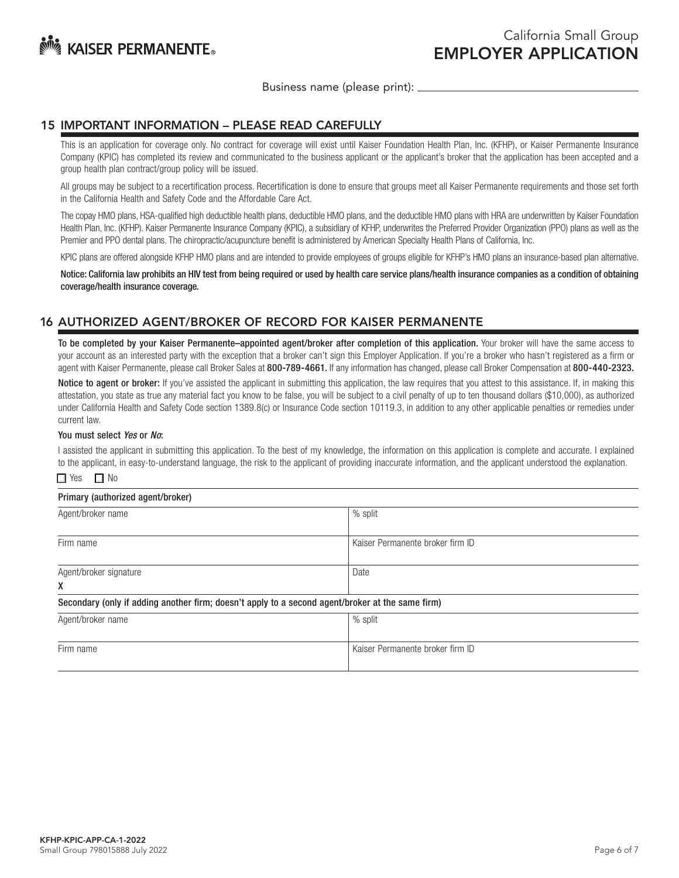KAISER PERMANENTE

California Small Group
# EMPLOYER APPLICATION

Business name (please print): ______________________________

## 15 IMPORTANT INFORMATION – PLEASE READ CAREFULLY

This is an application for coverage only. No contract for coverage will exist until Kaiser Foundation Health Plan, Inc. (KFHP), or Kaiser Permanente Insurance Company (KPIC) has completed its review and communicated to the business applicant or the applicant's broker that the application has been accepted and a group health plan contract/group policy will be issued.

All groups may be subject to a recertification process. Recertification is done to ensure that groups meet all Kaiser Permanente requirements and those set forth in the California Health and Safety Code and the Affordable Care Act.

The copay HMO plans, HSA-qualified high deductible health plans, deductible HMO plans, and the deductible HMO plans with HRA are underwritten by Kaiser Foundation Health Plan, Inc. (KFHP). Kaiser Permanente Insurance Company (KPIC), a subsidiary of KFHP, underwrites the Preferred Provider Organization (PPO) plans as well as the Premier and PPO dental plans. The chiropractic/acupuncture benefit is administered by American Specialty Health Plans of California, Inc.

KPIC plans are offered alongside KFHP HMO plans and are intended to provide employees of groups eligible for KFHP's HMO plans an insurance-based plan alternative.

**Notice: California law prohibits an HIV test from being required or used by health care service plans/health insurance companies as a condition of obtaining coverage/health insurance coverage.**

## 16 AUTHORIZED AGENT/BROKER OF RECORD FOR KAISER PERMANENTE

**To be completed by your Kaiser Permanente–appointed agent/broker after completion of this application.** Your broker will have the same access to your account as an interested party with the exception that a broker can't sign this Employer Application. If you're a broker who hasn't registered as a firm or agent with Kaiser Permanente, please call Broker Sales at **800-789-4661.** If any information has changed, please call Broker Compensation at **800-440-2323.**

**Notice to agent or broker:** If you've assisted the applicant in submitting this application, the law requires that you attest to this assistance. If, in making this attestation, you state as true any material fact you know to be false, you will be subject to a civil penalty of up to ten thousand dollars ($10,000), as authorized under California Health and Safety Code section 1389.8(c) or Insurance Code section 10119.3, in addition to any other applicable penalties or remedies under current law.

**You must select *Yes* or *No*:**

I assisted the applicant in submitting this application. To the best of my knowledge, the information on this application is complete and accurate. I explained to the applicant, in easy-to-understand language, the risk to the applicant of providing inaccurate information, and the applicant understood the explanation.

☐ Yes ☐ No

**Primary (authorized agent/broker)**

| Agent/broker name | % split |
|---|---|
| Firm name | Kaiser Permanente broker firm ID |
| Agent/broker signature<br>X | Date |

**Secondary (only if adding another firm; doesn't apply to a second agent/broker at the same firm)**

| Agent/broker name | % split |
|---|---|
| Firm name | Kaiser Permanente broker firm ID |

KFHP-KPIC-APP-CA-1-2022
Small Group 798015888 July 2022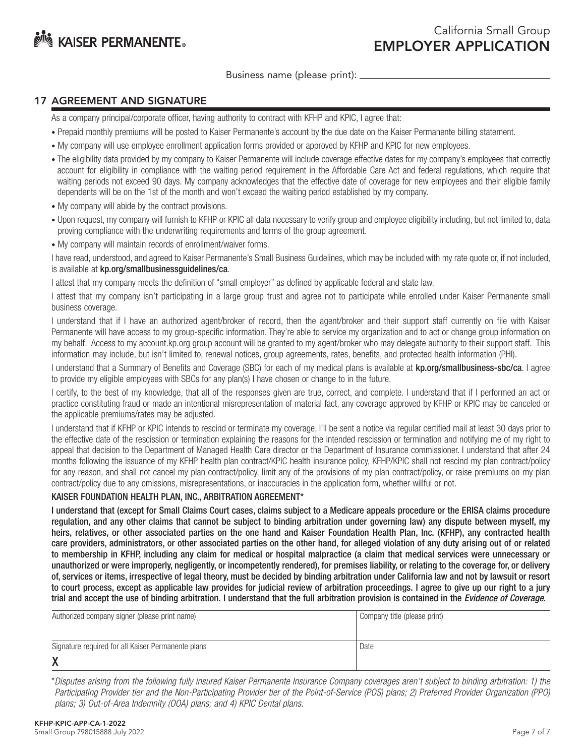KAISER PERMANENTE®

California Small Group
# EMPLOYER APPLICATION

Business name (please print): ____________________________________

## 17 AGREEMENT AND SIGNATURE

As a company principal/corporate officer, having authority to contract with KFHP and KPIC, I agree that:

- Prepaid monthly premiums will be posted to Kaiser Permanente's account by the due date on the Kaiser Permanente billing statement.
- My company will use employee enrollment application forms provided or approved by KFHP and KPIC for new employees.
- The eligibility data provided by my company to Kaiser Permanente will include coverage effective dates for my company's employees that correctly account for eligibility in compliance with the waiting period requirement in the Affordable Care Act and federal regulations, which require that waiting periods not exceed 90 days. My company acknowledges that the effective date of coverage for new employees and their eligible family dependents will be on the 1st of the month and won't exceed the waiting period established by my company.
- My company will abide by the contract provisions.
- Upon request, my company will furnish to KFHP or KPIC all data necessary to verify group and employee eligibility including, but not limited to, data proving compliance with the underwriting requirements and terms of the group agreement.
- My company will maintain records of enrollment/waiver forms.

I have read, understood, and agreed to Kaiser Permanente's Small Business Guidelines, which may be included with my rate quote or, if not included, is available at **kp.org/smallbusinessguidelines/ca**.

I attest that my company meets the definition of "small employer" as defined by applicable federal and state law.

I attest that my company isn't participating in a large group trust and agree not to participate while enrolled under Kaiser Permanente small business coverage.

I understand that if I have an authorized agent/broker of record, then the agent/broker and their support staff currently on file with Kaiser Permanente will have access to my group-specific information. They're able to service my organization and to act or change group information on my behalf. Access to my account.kp.org group account will be granted to my agent/broker who may delegate authority to their support staff. This information may include, but isn't limited to, renewal notices, group agreements, rates, benefits, and protected health information (PHI).

I understand that a Summary of Benefits and Coverage (SBC) for each of my medical plans is available at **kp.org/smallbusiness-sbc/ca**. I agree to provide my eligible employees with SBCs for any plan(s) I have chosen or change to in the future.

I certify, to the best of my knowledge, that all of the responses given are true, correct, and complete. I understand that if I performed an act or practice constituting fraud or made an intentional misrepresentation of material fact, any coverage approved by KFHP or KPIC may be canceled or the applicable premiums/rates may be adjusted.

I understand that if KFHP or KPIC intends to rescind or terminate my coverage, I'll be sent a notice via regular certified mail at least 30 days prior to the effective date of the rescission or termination explaining the reasons for the intended rescission or termination and notifying me of my right to appeal that decision to the Department of Managed Health Care director or the Department of Insurance commissioner. I understand that after 24 months following the issuance of my KFHP health plan contract/KPIC health insurance policy, KFHP/KPIC shall not rescind my plan contract/policy for any reason, and shall not cancel my plan contract/policy, limit any of the provisions of my plan contract/policy, or raise premiums on my plan contract/policy due to any omissions, misrepresentations, or inaccuracies in the application form, whether willful or not.

**KAISER FOUNDATION HEALTH PLAN, INC., ARBITRATION AGREEMENT***

**I understand that (except for Small Claims Court cases, claims subject to a Medicare appeals procedure or the ERISA claims procedure regulation, and any other claims that cannot be subject to binding arbitration under governing law) any dispute between myself, my heirs, relatives, or other associated parties on the one hand and Kaiser Foundation Health Plan, Inc. (KFHP), any contracted health care providers, administrators, or other associated parties on the other hand, for alleged violation of any duty arising out of or related to membership in KFHP, including any claim for medical or hospital malpractice (a claim that medical services were unnecessary or unauthorized or were improperly, negligently, or incompetently rendered), for premises liability, or relating to the coverage for, or delivery of, services or items, irrespective of legal theory, must be decided by binding arbitration under California law and not by lawsuit or resort to court process, except as applicable law provides for judicial review of arbitration proceedings. I agree to give up our right to a jury trial and accept the use of binding arbitration. I understand that the full arbitration provision is contained in the *Evidence of Coverage.***

| Authorized company signer (please print name) | Company title (please print) |
| --- | --- |
| Signature required for all Kaiser Permanente plans<br>X | Date |

*\*Disputes arising from the following fully insured Kaiser Permanente Insurance Company coverages aren't subject to binding arbitration: 1) the Participating Provider tier and the Non-Participating Provider tier of the Point-of-Service (POS) plans; 2) Preferred Provider Organization (PPO) plans; 3) Out-of-Area Indemnity (OOA) plans; and 4) KPIC Dental plans.*

**KFHP-KPIC-APP-CA-1-2022**
Small Group 798015888 July 2022